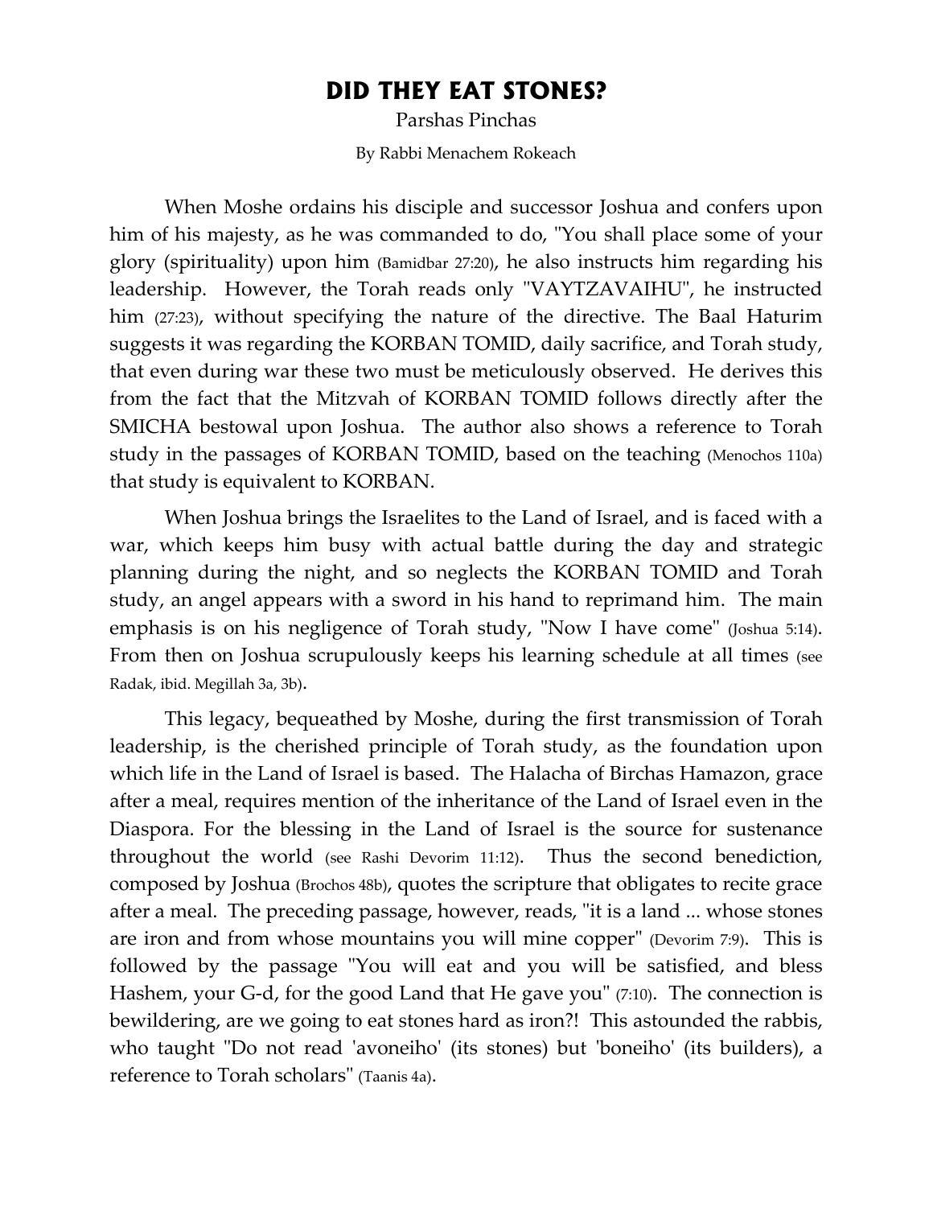# DID THEY EAT STONES?

Parshas Pinchas

By Rabbi Menachem Rokeach

When Moshe ordains his disciple and successor Joshua and confers upon him of his majesty, as he was commanded to do, "You shall place some of your glory (spirituality) upon him (Bamidbar 27:20), he also instructs him regarding his leadership. However, the Torah reads only "VAYTZAVAIHU", he instructed him (27:23), without specifying the nature of the directive. The Baal Haturim suggests it was regarding the KORBAN TOMID, daily sacrifice, and Torah study, that even during war these two must be meticulously observed. He derives this from the fact that the Mitzvah of KORBAN TOMID follows directly after the SMICHA bestowal upon Joshua. The author also shows a reference to Torah study in the passages of KORBAN TOMID, based on the teaching (Menochos 110a) that study is equivalent to KORBAN.

When Joshua brings the Israelites to the Land of Israel, and is faced with a war, which keeps him busy with actual battle during the day and strategic planning during the night, and so neglects the KORBAN TOMID and Torah study, an angel appears with a sword in his hand to reprimand him. The main emphasis is on his negligence of Torah study, "Now I have come" (Joshua 5:14). From then on Joshua scrupulously keeps his learning schedule at all times (see Radak, ibid. Megillah 3a, 3b).

This legacy, bequeathed by Moshe, during the first transmission of Torah leadership, is the cherished principle of Torah study, as the foundation upon which life in the Land of Israel is based. The Halacha of Birchas Hamazon, grace after a meal, requires mention of the inheritance of the Land of Israel even in the Diaspora. For the blessing in the Land of Israel is the source for sustenance throughout the world (see Rashi Devorim 11:12). Thus the second benediction, composed by Joshua (Brochos 48b), quotes the scripture that obligates to recite grace after a meal. The preceding passage, however, reads, "it is a land ... whose stones are iron and from whose mountains you will mine copper" (Devorim 7:9). This is followed by the passage "You will eat and you will be satisfied, and bless Hashem, your G-d, for the good Land that He gave you" (7:10). The connection is bewildering, are we going to eat stones hard as iron?! This astounded the rabbis, who taught "Do not read 'avoneiho' (its stones) but 'boneiho' (its builders), a reference to Torah scholars" (Taanis 4a).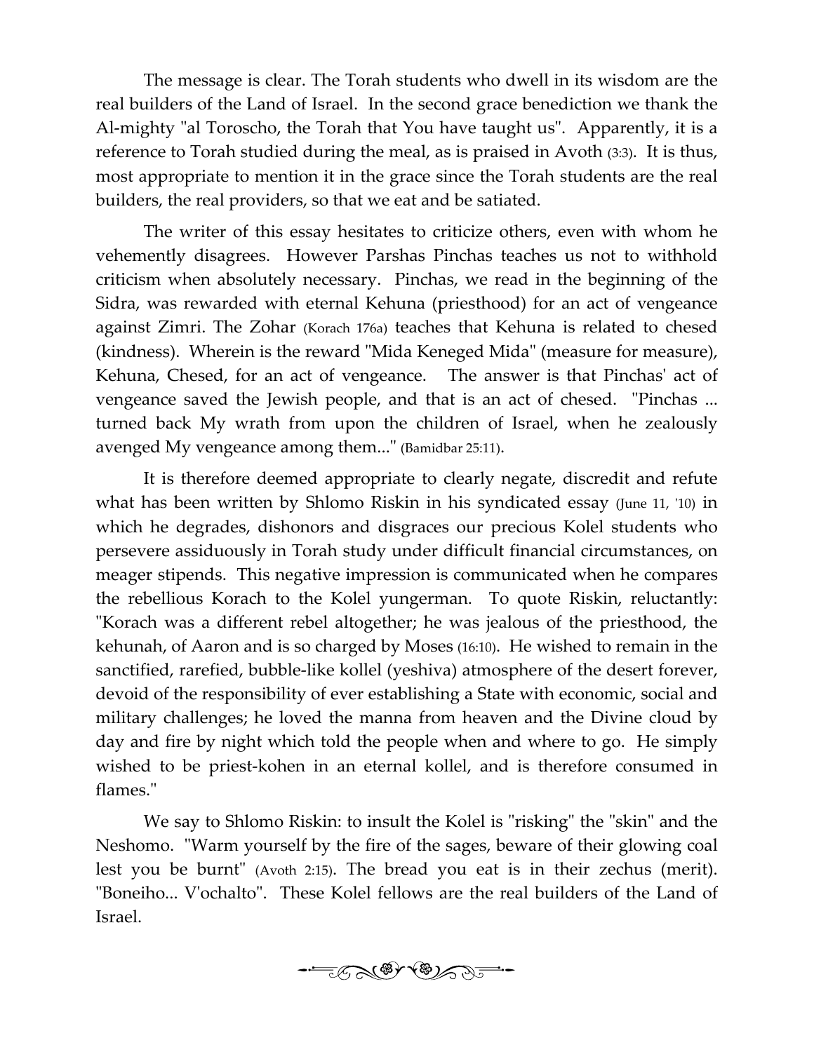The message is clear. The Torah students who dwell in its wisdom are the real builders of the Land of Israel. In the second grace benediction we thank the Al-mighty "al Toroscho, the Torah that You have taught us". Apparently, it is a reference to Torah studied during the meal, as is praised in Avoth (3:3). It is thus, most appropriate to mention it in the grace since the Torah students are the real builders, the real providers, so that we eat and be satiated.

The writer of this essay hesitates to criticize others, even with whom he vehemently disagrees. However Parshas Pinchas teaches us not to withhold criticism when absolutely necessary. Pinchas, we read in the beginning of the Sidra, was rewarded with eternal Kehuna (priesthood) for an act of vengeance against Zimri. The Zohar (Korach 176a) teaches that Kehuna is related to chesed (kindness). Wherein is the reward "Mida Keneged Mida" (measure for measure), Kehuna, Chesed, for an act of vengeance. The answer is that Pinchas' act of vengeance saved the Jewish people, and that is an act of chesed. "Pinchas ... turned back My wrath from upon the children of Israel, when he zealously avenged My vengeance among them..." (Bamidbar 25:11).

It is therefore deemed appropriate to clearly negate, discredit and refute what has been written by Shlomo Riskin in his syndicated essay (June 11, '10) in which he degrades, dishonors and disgraces our precious Kolel students who persevere assiduously in Torah study under difficult financial circumstances, on meager stipends. This negative impression is communicated when he compares the rebellious Korach to the Kolel yungerman. To quote Riskin, reluctantly: "Korach was a different rebel altogether; he was jealous of the priesthood, the kehunah, of Aaron and is so charged by Moses (16:10). He wished to remain in the sanctified, rarefied, bubble-like kollel (yeshiva) atmosphere of the desert forever, devoid of the responsibility of ever establishing a State with economic, social and military challenges; he loved the manna from heaven and the Divine cloud by day and fire by night which told the people when and where to go. He simply wished to be priest-kohen in an eternal kollel, and is therefore consumed in flames."

We say to Shlomo Riskin: to insult the Kolel is "risking" the "skin" and the Neshomo. "Warm yourself by the fire of the sages, beware of their glowing coal lest you be burnt" (Avoth 2:15). The bread you eat is in their zechus (merit). "Boneiho... V'ochalto". These Kolel fellows are the real builders of the Land of Israel.